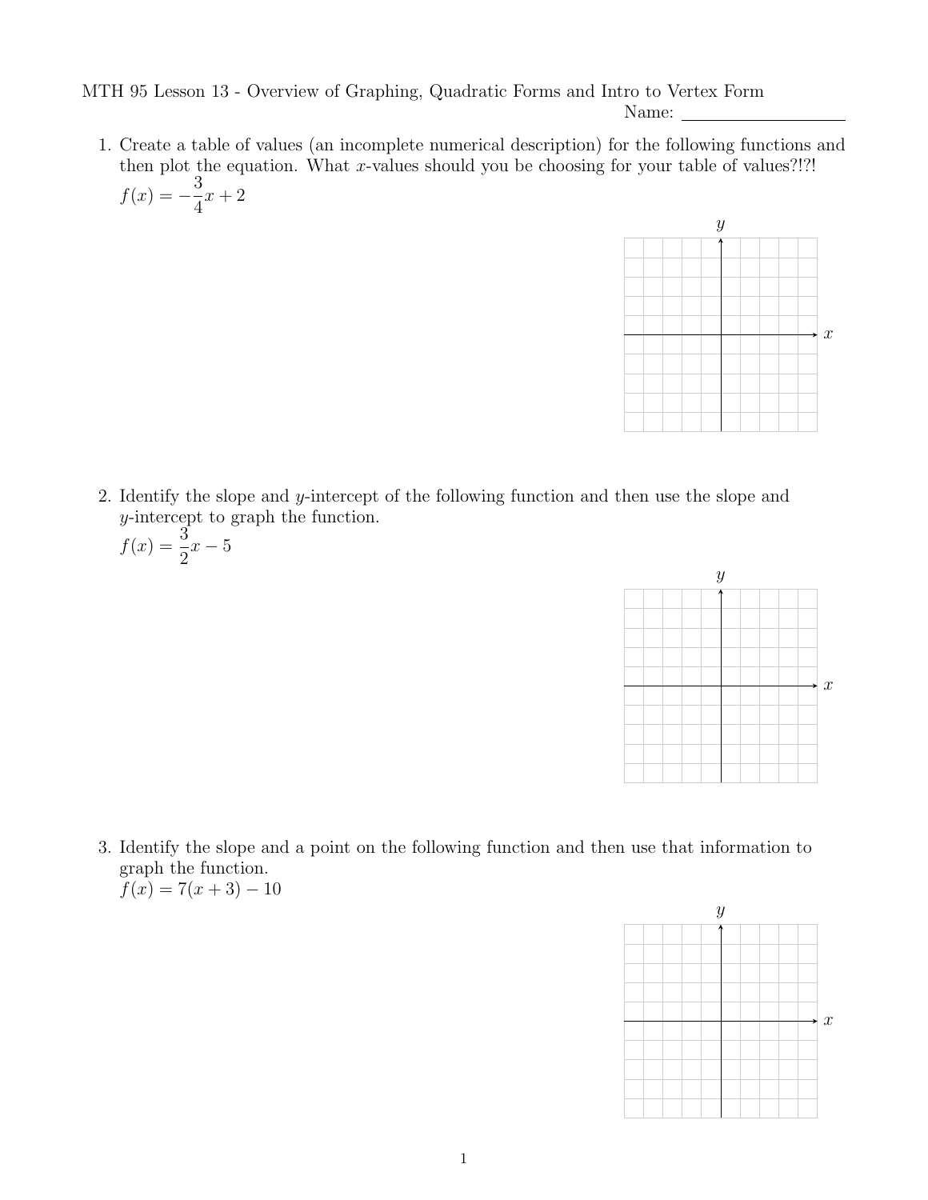MTH 95 Lesson 13 - Overview of Graphing, Quadratic Forms and Intro to Vertex Form

Name: ___________________

1. Create a table of values (an incomplete numerical description) for the following functions and then plot the equation. What $x$-values should you be choosing for your table of values?!?!

   $f(x) = -\dfrac{3}{4}x + 2$

2. Identify the slope and $y$-intercept of the following function and then use the slope and $y$-intercept to graph the function.

   $f(x) = \dfrac{3}{2}x - 5$

3. Identify the slope and a point on the following function and then use that information to graph the function.

   $f(x) = 7(x + 3) - 10$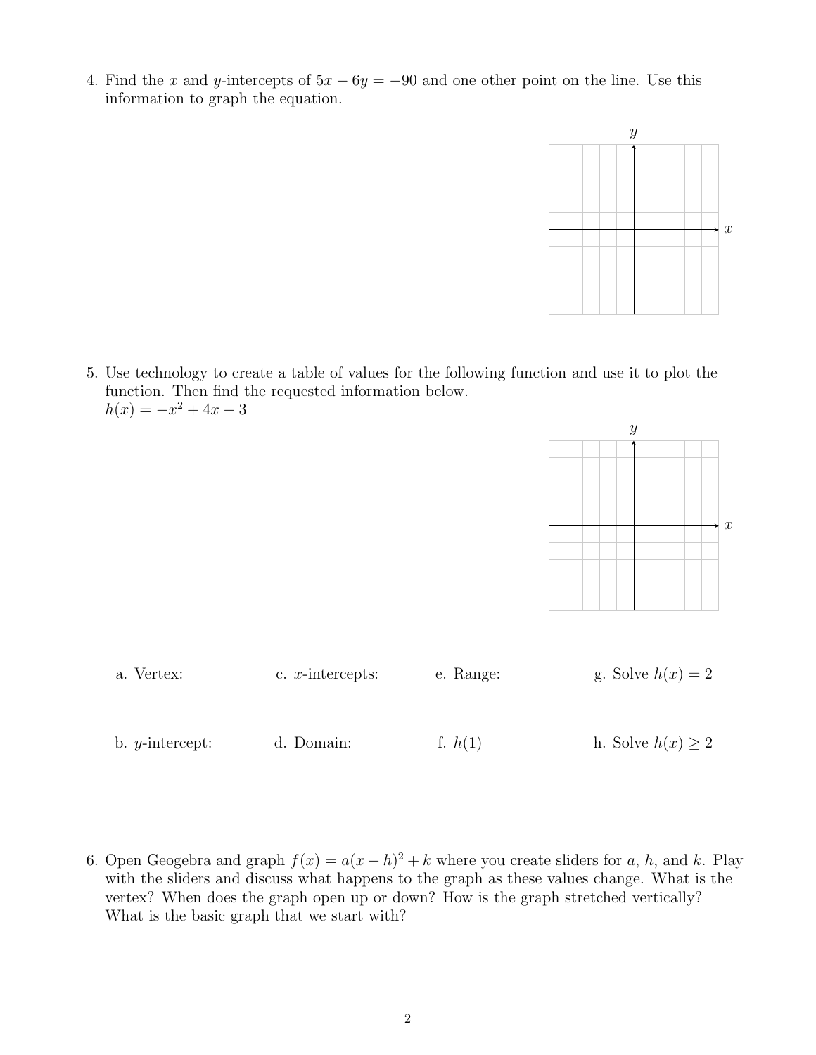4. Find the $x$ and $y$-intercepts of $5x - 6y = -90$ and one other point on the line. Use this information to graph the equation.

5. Use technology to create a table of values for the following function and use it to plot the function. Then find the requested information below.
$h(x) = -x^2 + 4x - 3$

a. Vertex:

b. $y$-intercept:

c. $x$-intercepts:

d. Domain:

e. Range:

f. $h(1)$

g. Solve $h(x) = 2$

h. Solve $h(x) \geq 2$

6. Open Geogebra and graph $f(x) = a(x - h)^2 + k$ where you create sliders for $a$, $h$, and $k$. Play with the sliders and discuss what happens to the graph as these values change. What is the vertex? When does the graph open up or down? How is the graph stretched vertically? What is the basic graph that we start with?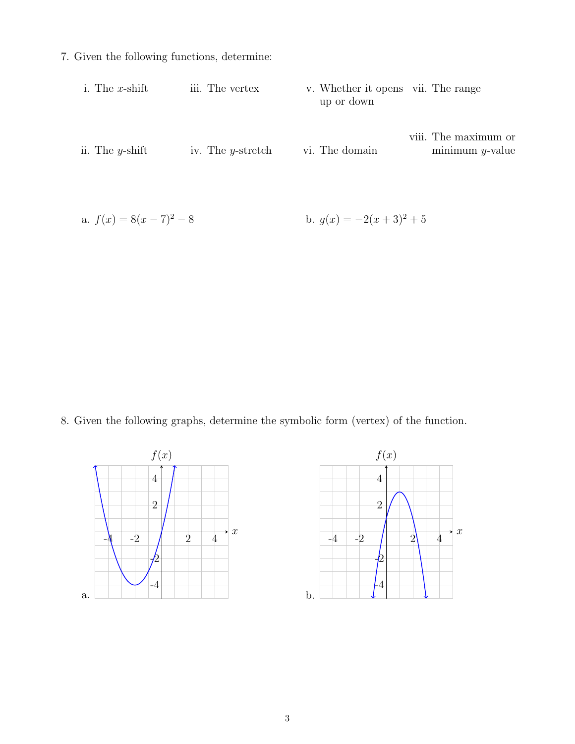7. Given the following functions, determine:

   i. The $x$-shift

   ii. The $y$-shift

   iii. The vertex

   iv. The $y$-stretch

   v. Whether it opens up or down

   vi. The domain

   vii. The range

   viii. The maximum or minimum $y$-value

   a. $f(x) = 8(x-7)^2 - 8$

   b. $g(x) = -2(x+3)^2 + 5$

8. Given the following graphs, determine the symbolic form (vertex) of the function.

   a.

   $f(x)$

   $x$

   4
   2
   -2
   -4

   -4 -2 2 4

   b.

   $f(x)$

   $x$

   4
   2
   -2
   -4

   -4 -2 2 4